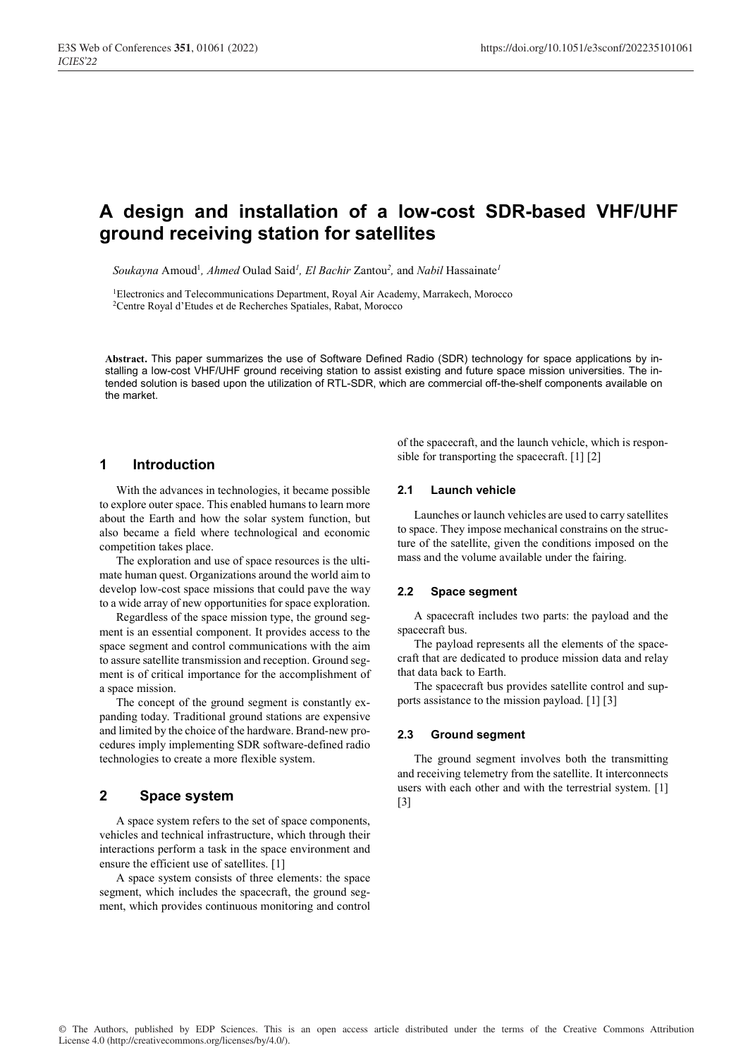# A design and installation of a low-cost SDR-based VHF/UHF ground receiving station for satellites

*Soukayna* Amoud[1], *Ahmed* Oulad Said[1], *El Bachir* Zantou[2], and *Nabil* Hassainate[1]

[1]Electronics and Telecommunications Department, Royal Air Academy, Marrakech, Morocco
[2]Centre Royal d'Etudes et de Recherches Spatiales, Rabat, Morocco

**Abstract.** This paper summarizes the use of Software Defined Radio (SDR) technology for space applications by installing a low-cost VHF/UHF ground receiving station to assist existing and future space mission universities. The intended solution is based upon the utilization of RTL-SDR, which are commercial off-the-shelf components available on the market.

## 1 Introduction

With the advances in technologies, it became possible to explore outer space. This enabled humans to learn more about the Earth and how the solar system function, but also became a field where technological and economic competition takes place.

The exploration and use of space resources is the ultimate human quest. Organizations around the world aim to develop low-cost space missions that could pave the way to a wide array of new opportunities for space exploration.

Regardless of the space mission type, the ground segment is an essential component. It provides access to the space segment and control communications with the aim to assure satellite transmission and reception. Ground segment is of critical importance for the accomplishment of a space mission.

The concept of the ground segment is constantly expanding today. Traditional ground stations are expensive and limited by the choice of the hardware. Brand-new procedures imply implementing SDR software-defined radio technologies to create a more flexible system.

## 2 Space system

A space system refers to the set of space components, vehicles and technical infrastructure, which through their interactions perform a task in the space environment and ensure the efficient use of satellites. [1]

A space system consists of three elements: the space segment, which includes the spacecraft, the ground segment, which provides continuous monitoring and control of the spacecraft, and the launch vehicle, which is responsible for transporting the spacecraft. [1] [2]

### 2.1 Launch vehicle

Launches or launch vehicles are used to carry satellites to space. They impose mechanical constrains on the structure of the satellite, given the conditions imposed on the mass and the volume available under the fairing.

### 2.2 Space segment

A spacecraft includes two parts: the payload and the spacecraft bus.

The payload represents all the elements of the spacecraft that are dedicated to produce mission data and relay that data back to Earth.

The spacecraft bus provides satellite control and supports assistance to the mission payload. [1] [3]

### 2.3 Ground segment

The ground segment involves both the transmitting and receiving telemetry from the satellite. It interconnects users with each other and with the terrestrial system. [1] [3]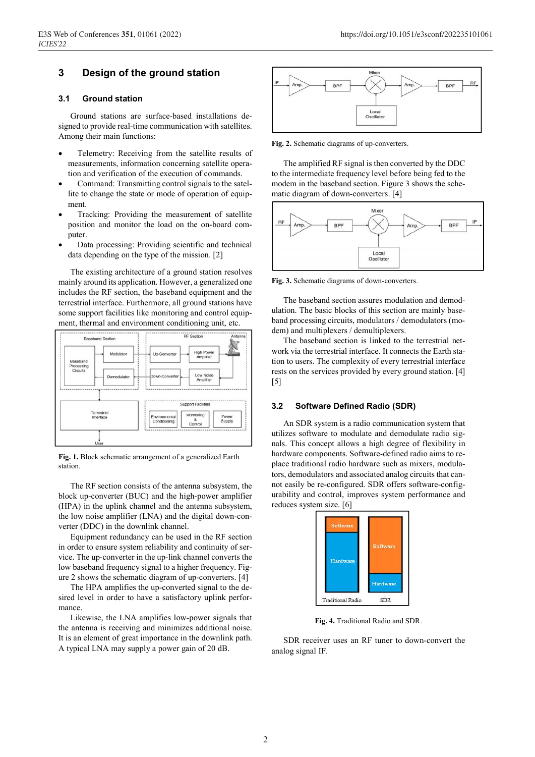## 3 Design of the ground station

### 3.1 Ground station

Ground stations are surface-based installations designed to provide real-time communication with satellites. Among their main functions:

- Telemetry: Receiving from the satellite results of measurements, information concerning satellite operation and verification of the execution of commands.
- Command: Transmitting control signals to the satellite to change the state or mode of operation of equipment.
- Tracking: Providing the measurement of satellite position and monitor the load on the on-board computer.
- Data processing: Providing scientific and technical data depending on the type of the mission. [2]

The existing architecture of a ground station resolves mainly around its application. However, a generalized one includes the RF section, the baseband equipment and the terrestrial interface. Furthermore, all ground stations have some support facilities like monitoring and control equipment, thermal and environment conditioning unit, etc.

**Fig. 1.** Block schematic arrangement of a generalized Earth station.

The RF section consists of the antenna subsystem, the block up-converter (BUC) and the high-power amplifier (HPA) in the uplink channel and the antenna subsystem, the low noise amplifier (LNA) and the digital down-converter (DDC) in the downlink channel.

Equipment redundancy can be used in the RF section in order to ensure system reliability and continuity of service. The up-converter in the up-link channel converts the low baseband frequency signal to a higher frequency. Figure 2 shows the schematic diagram of up-converters. [4]

The HPA amplifies the up-converted signal to the desired level in order to have a satisfactory uplink performance.

Likewise, the LNA amplifies low-power signals that the antenna is receiving and minimizes additional noise. It is an element of great importance in the downlink path. A typical LNA may supply a power gain of 20 dB.

**Fig. 2.** Schematic diagrams of up-converters.

The amplified RF signal is then converted by the DDC to the intermediate frequency level before being fed to the modem in the baseband section. Figure 3 shows the schematic diagram of down-converters. [4]

**Fig. 3.** Schematic diagrams of down-converters.

The baseband section assures modulation and demodulation. The basic blocks of this section are mainly baseband processing circuits, modulators / demodulators (modem) and multiplexers / demultiplexers.

The baseband section is linked to the terrestrial network via the terrestrial interface. It connects the Earth station to users. The complexity of every terrestrial interface rests on the services provided by every ground station. [4] [5]

### 3.2 Software Defined Radio (SDR)

An SDR system is a radio communication system that utilizes software to modulate and demodulate radio signals. This concept allows a high degree of flexibility in hardware components. Software-defined radio aims to replace traditional radio hardware such as mixers, modulators, demodulators and associated analog circuits that cannot easily be re-configured. SDR offers software-configurability and control, improves system performance and reduces system size. [6]

**Fig. 4.** Traditional Radio and SDR.

SDR receiver uses an RF tuner to down-convert the analog signal IF.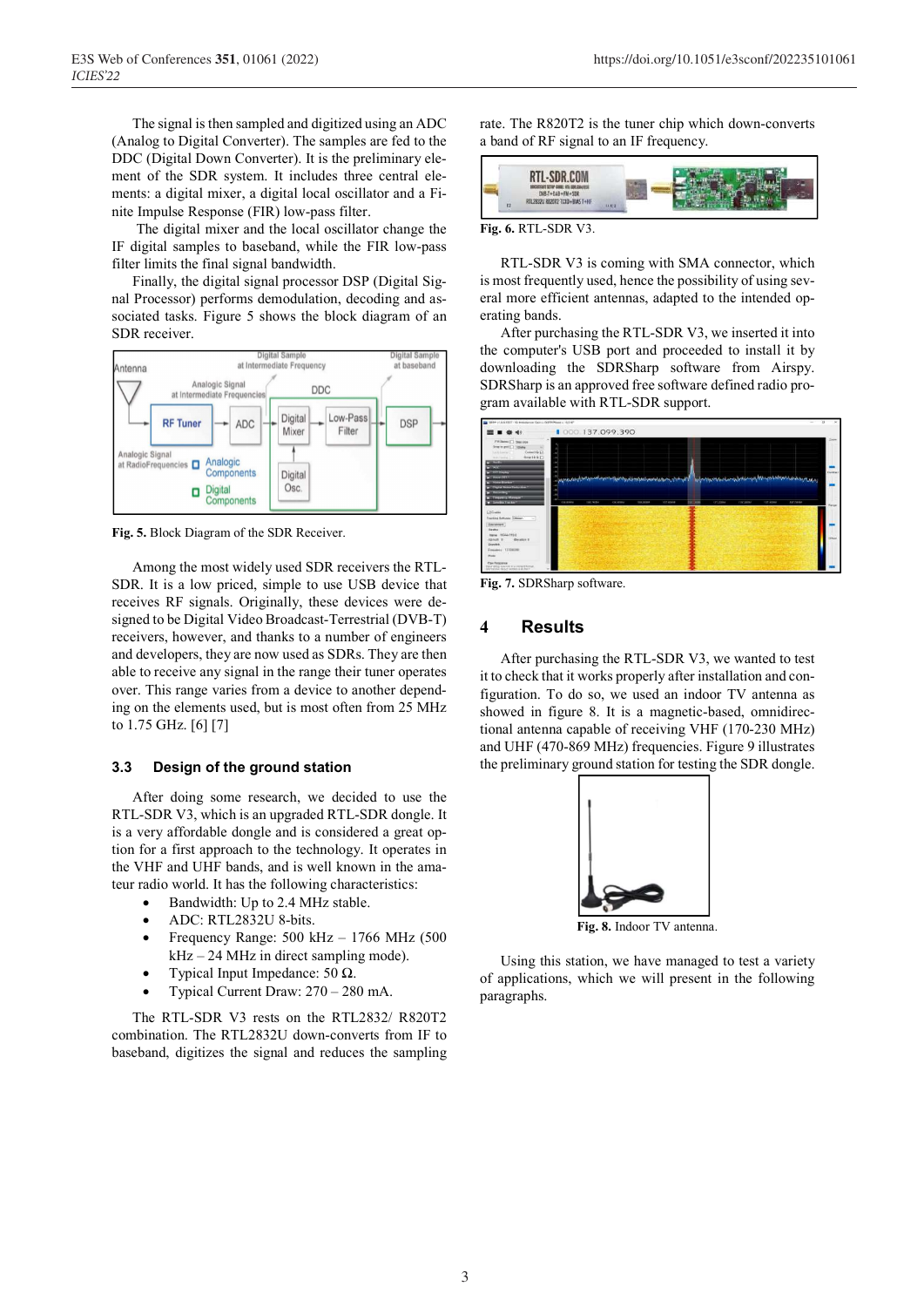The signal is then sampled and digitized using an ADC (Analog to Digital Converter). The samples are fed to the DDC (Digital Down Converter). It is the preliminary element of the SDR system. It includes three central elements: a digital mixer, a digital local oscillator and a Finite Impulse Response (FIR) low-pass filter.

The digital mixer and the local oscillator change the IF digital samples to baseband, while the FIR low-pass filter limits the final signal bandwidth.

Finally, the digital signal processor DSP (Digital Signal Processor) performs demodulation, decoding and associated tasks. Figure 5 shows the block diagram of an SDR receiver.

**Fig. 5.** Block Diagram of the SDR Receiver.

Among the most widely used SDR receivers the RTL-SDR. It is a low priced, simple to use USB device that receives RF signals. Originally, these devices were designed to be Digital Video Broadcast-Terrestrial (DVB-T) receivers, however, and thanks to a number of engineers and developers, they are now used as SDRs. They are then able to receive any signal in the range their tuner operates over. This range varies from a device to another depending on the elements used, but is most often from 25 MHz to 1.75 GHz. [6] [7]

### 3.3 Design of the ground station

After doing some research, we decided to use the RTL-SDR V3, which is an upgraded RTL-SDR dongle. It is a very affordable dongle and is considered a great option for a first approach to the technology. It operates in the VHF and UHF bands, and is well known in the amateur radio world. It has the following characteristics:

- Bandwidth: Up to 2.4 MHz stable.
- ADC: RTL2832U 8-bits.
- Frequency Range: 500 kHz – 1766 MHz (500 kHz – 24 MHz in direct sampling mode).
- Typical Input Impedance: 50 Ω.
- Typical Current Draw: 270 – 280 mA.

The RTL-SDR V3 rests on the RTL2832/ R820T2 combination. The RTL2832U down-converts from IF to baseband, digitizes the signal and reduces the sampling rate. The R820T2 is the tuner chip which down-converts a band of RF signal to an IF frequency.

**Fig. 6.** RTL-SDR V3.

RTL-SDR V3 is coming with SMA connector, which is most frequently used, hence the possibility of using several more efficient antennas, adapted to the intended operating bands.

After purchasing the RTL-SDR V3, we inserted it into the computer's USB port and proceeded to install it by downloading the SDRSharp software from Airspy. SDRSharp is an approved free software defined radio program available with RTL-SDR support.

**Fig. 7.** SDRSharp software.

## 4 Results

After purchasing the RTL-SDR V3, we wanted to test it to check that it works properly after installation and configuration. To do so, we used an indoor TV antenna as showed in figure 8. It is a magnetic-based, omnidirectional antenna capable of receiving VHF (170-230 MHz) and UHF (470-869 MHz) frequencies. Figure 9 illustrates the preliminary ground station for testing the SDR dongle.

**Fig. 8.** Indoor TV antenna.

Using this station, we have managed to test a variety of applications, which we will present in the following paragraphs.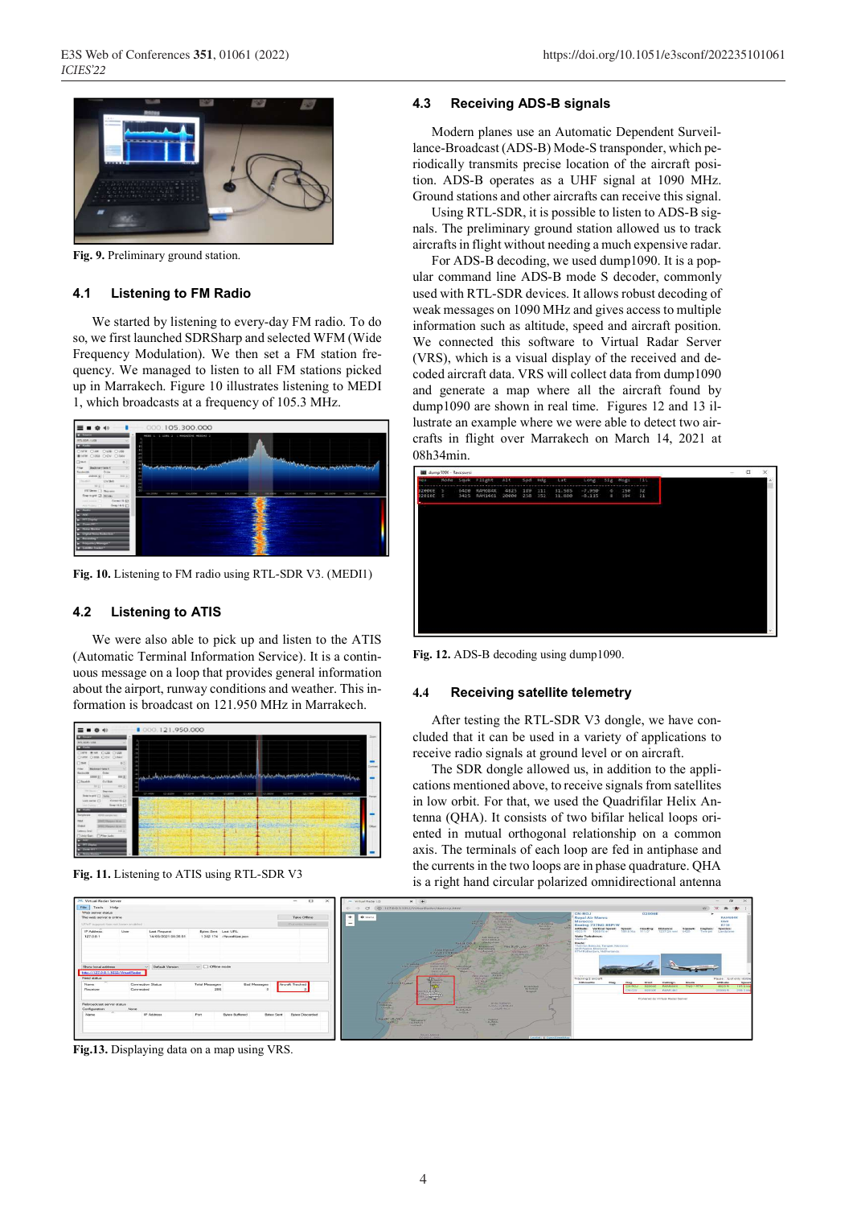Fig. 9. Preliminary ground station.

### 4.1 Listening to FM Radio

We started by listening to every-day FM radio. To do so, we first launched SDRSharp and selected WFM (Wide Frequency Modulation). We then set a FM station frequency. We managed to listen to all FM stations picked up in Marrakech. Figure 10 illustrates listening to MEDI 1, which broadcasts at a frequency of 105.3 MHz.

Fig. 10. Listening to FM radio using RTL-SDR V3. (MEDI1)

### 4.2 Listening to ATIS

We were also able to pick up and listen to the ATIS (Automatic Terminal Information Service). It is a continuous message on a loop that provides general information about the airport, runway conditions and weather. This information is broadcast on 121.950 MHz in Marrakech.

Fig. 11. Listening to ATIS using RTL-SDR V3

### 4.3 Receiving ADS-B signals

Modern planes use an Automatic Dependent Surveillance-Broadcast (ADS-B) Mode-S transponder, which periodically transmits precise location of the aircraft position. ADS-B operates as a UHF signal at 1090 MHz. Ground stations and other aircrafts can receive this signal.

Using RTL-SDR, it is possible to listen to ADS-B signals. The preliminary ground station allowed us to track aircrafts in flight without needing a much expensive radar.

For ADS-B decoding, we used dump1090. It is a popular command line ADS-B mode S decoder, commonly used with RTL-SDR devices. It allows robust decoding of weak messages on 1090 MHz and gives access to multiple information such as altitude, speed and aircraft position. We connected this software to Virtual Radar Server (VRS), which is a visual display of the received and decoded aircraft data. VRS will collect data from dump1090 and generate a map where all the aircraft found by dump1090 are shown in real time. Figures 12 and 13 illustrate an example where we were able to detect two aircrafts in flight over Marrakech on March 14, 2021 at 08h34min.

Fig. 12. ADS-B decoding using dump1090.

### 4.4 Receiving satellite telemetry

After testing the RTL-SDR V3 dongle, we have concluded that it can be used in a variety of applications to receive radio signals at ground level or on aircraft.

The SDR dongle allowed us, in addition to the applications mentioned above, to receive signals from satellites in low orbit. For that, we used the Quadrifilar Helix Antenna (QHA). It consists of two bifilar helical loops oriented in mutual orthogonal relationship on a common axis. The terminals of each loop are fed in antiphase and the currents in the two loops are in phase quadrature. QHA is a right hand circular polarized omnidirectional antenna

Fig.13. Displaying data on a map using VRS.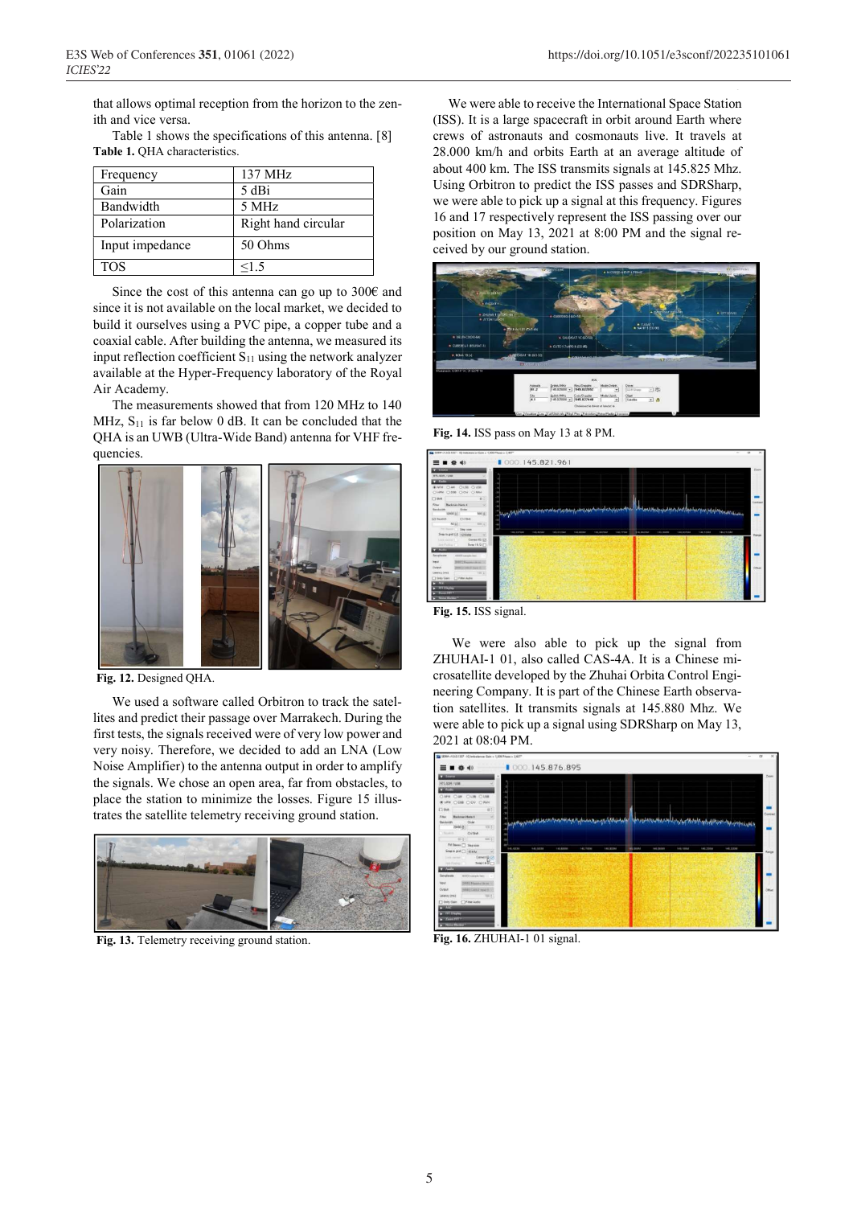that allows optimal reception from the horizon to the zenith and vice versa.

Table 1 shows the specifications of this antenna. [8]

**Table 1.** QHA characteristics.

| Frequency | 137 MHz |
|---|---|
| Gain | 5 dBi |
| Bandwidth | 5 MHz |
| Polarization | Right hand circular |
| Input impedance | 50 Ohms |
| TOS | ≤1.5 |

Since the cost of this antenna can go up to 300€ and since it is not available on the local market, we decided to build it ourselves using a PVC pipe, a copper tube and a coaxial cable. After building the antenna, we measured its input reflection coefficient $S_{11}$ using the network analyzer available at the Hyper-Frequency laboratory of the Royal Air Academy.

The measurements showed that from 120 MHz to 140 MHz, $S_{11}$ is far below 0 dB. It can be concluded that the QHA is an UWB (Ultra-Wide Band) antenna for VHF frequencies.

**Fig. 12.** Designed QHA.

We used a software called Orbitron to track the satellites and predict their passage over Marrakech. During the first tests, the signals received were of very low power and very noisy. Therefore, we decided to add an LNA (Low Noise Amplifier) to the antenna output in order to amplify the signals. We chose an open area, far from obstacles, to place the station to minimize the losses. Figure 15 illustrates the satellite telemetry receiving ground station.

**Fig. 13.** Telemetry receiving ground station.

We were able to receive the International Space Station (ISS). It is a large spacecraft in orbit around Earth where crews of astronauts and cosmonauts live. It travels at 28.000 km/h and orbits Earth at an average altitude of about 400 km. The ISS transmits signals at 145.825 Mhz. Using Orbitron to predict the ISS passes and SDRSharp, we were able to pick up a signal at this frequency. Figures 16 and 17 respectively represent the ISS passing over our position on May 13, 2021 at 8:00 PM and the signal received by our ground station.

**Fig. 14.** ISS pass on May 13 at 8 PM.

**Fig. 15.** ISS signal.

We were also able to pick up the signal from ZHUHAI-1 01, also called CAS-4A. It is a Chinese microsatellite developed by the Zhuhai Orbita Control Engineering Company. It is part of the Chinese Earth observation satellites. It transmits signals at 145.880 Mhz. We were able to pick up a signal using SDRSharp on May 13, 2021 at 08:04 PM.

**Fig. 16.** ZHUHAI-1 01 signal.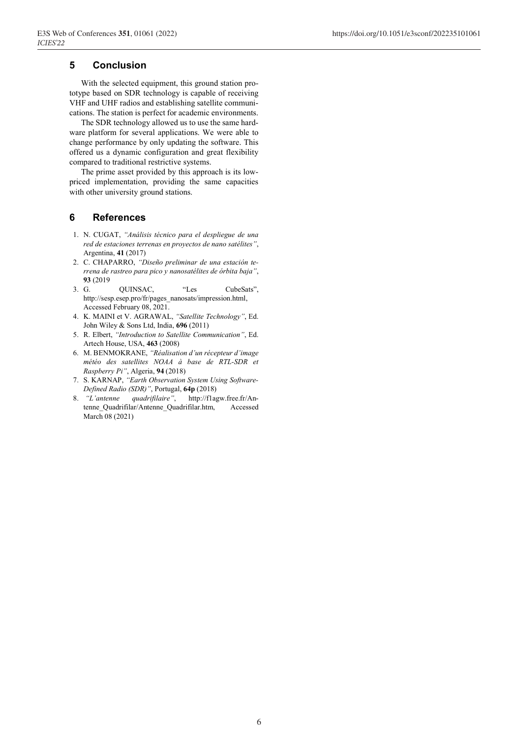## 5 Conclusion

With the selected equipment, this ground station prototype based on SDR technology is capable of receiving VHF and UHF radios and establishing satellite communications. The station is perfect for academic environments.

The SDR technology allowed us to use the same hardware platform for several applications. We were able to change performance by only updating the software. This offered us a dynamic configuration and great flexibility compared to traditional restrictive systems.

The prime asset provided by this approach is its low-priced implementation, providing the same capacities with other university ground stations.

## 6 References

1. N. CUGAT, *"Análisis técnico para el despliegue de una red de estaciones terrenas en proyectos de nano satélites"*, Argentina, **41** (2017)
2. C. CHAPARRO, *"Diseño preliminar de una estación terrena de rastreo para pico y nanosatélites de órbita baja"*, **93** (2019
3. G. QUINSAC, "Les CubeSats", http://sesp.esep.pro/fr/pages_nanosats/impression.html, Accessed February 08, 2021.
4. K. MAINI et V. AGRAWAL, *"Satellite Technology"*, Ed. John Wiley & Sons Ltd, India, **696** (2011)
5. R. Elbert, *"Introduction to Satellite Communication"*, Ed. Artech House, USA, **463** (2008)
6. M. BENMOKRANE, *"Réalisation d'un récepteur d'image météo des satellites NOAA à base de RTL-SDR et Raspberry Pi"*, Algeria, **94** (2018)
7. S. KARNAP, *"Earth Observation System Using Software-Defined Radio (SDR)"*, Portugal, **64p** (2018)
8. *"L'antenne quadrifilaire"*, http://f1agw.free.fr/Antenne_Quadrifilar/Antenne_Quadrifilar.htm, Accessed March 08 (2021)